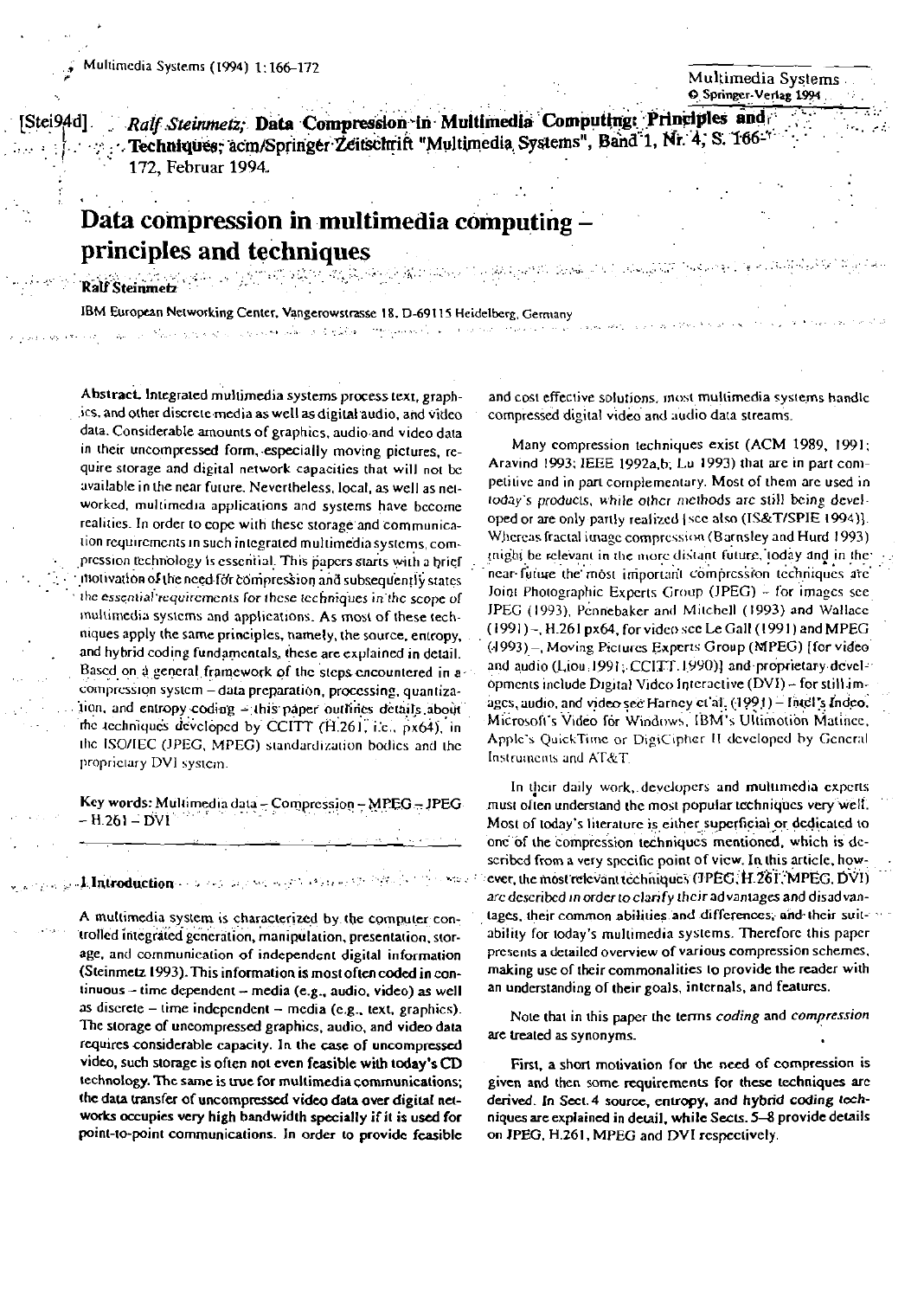[Stei94d] *Ralf Steinmetz;* **Data Compression in Multimedia Computing: Principles and Techniques**; acm/Springer Zeitschrift "Multimedia Systems", Band 1, Nr. 4, S. 166-172, Februar 1994.

# Data compression in multimedia computing – principles and techniques

**Ralf Steinmetz**

IBM European Networking Center, Vangerowstrasse 18, D-69115 Heidelberg, Germany

**Abstract.** Integrated multimedia systems process text, graphics, and other discrete media as well as digital audio, and video data. Considerable amounts of graphics, audio and video data in their uncompressed form, especially moving pictures, require storage and digital network capacities that will not be available in the near future. Nevertheless, local, as well as networked, multimedia applications and systems have become realities. In order to cope with these storage and communication requirements in such integrated multimedia systems, compression technology is essential. This papers starts with a brief motivation of the need for compression and subsequently states the essential requirements for these techniques in the scope of multimedia systems and applications. As most of these techniques apply the same principles, namely, the source, entropy, and hybrid coding fundamentals, these are explained in detail. Based on a general framework of the steps encountered in a compression system – data preparation, processing, quantization, and entropy coding – this paper outlines details about the techniques developed by CCITT (H.261, i.e., px64), in the ISO/IEC (JPEG, MPEG) standardization bodies and the propriciary DVI system.

**Key words:** Multimedia data – Compression – MPEG – JPEG – H.261 – DVI

## 1 Introduction

A multimedia system is characterized by the computer controlled integrated generation, manipulation, presentation, storage, and communication of independent digital information (Steinmetz 1993). This information is most often coded in continuous – time dependent – media (e.g., audio, video) as well as discrete – time independent – media (e.g., text, graphics). The storage of uncompressed graphics, audio, and video data requires considerable capacity. In the case of uncompressed video, such storage is often not even feasible with today's CD technology. The same is true for multimedia communications; the data transfer of uncompressed video data over digital networks occupies very high bandwidth specially if it is used for point-to-point communications. In order to provide feasible and cost effective solutions, most multimedia systems handle compressed digital video and audio data streams.

Many compression techniques exist (ACM 1989, 1991; Aravind 1993; IEEE 1992a,b; Lu 1993) that are in part competitive and in part complementary. Most of them are used in *today's products*, while other methods are still being developed or are only partly realized (see also (IS&T/SPIE 1994)). Whereas fractal image compression (Barnsley and Hurd 1993) might be relevant in the more distant future, today and in the near future the most important compression techniques are Joint Photographic Experts Group (JPEG) – for images see JPEG (1993), Pennebaker and Mitchell (1993) and Wallace (1991) –, H.261 px64, for video see Le Gall (1991) and MPEG (1993) –, Moving Pictures Experts Group (MPEG) [for video and audio (Liou 1991; CCITT 1990)] and proprietary developments include Digital Video Interactive (DVI) – for still images, audio, and video see Harney et al. (1991) – Intel's Indeo, Microsoft's Video for Windows, IBM's Ultimotion Matinee, Apple's QuickTime or DigiCipher II developed by General Instruments and AT&T.

In their daily work, developers and multimedia experts must often understand the most popular techniques very well. Most of today's literature is either superficial or dedicated to one of the compression techniques mentioned, which is described from a very specific point of view. In this article, however, the most relevant techniques (JPEG, H.261, MPEG, DVI) are described in order to clarify their advantages and disadvantages, their common abilities and differences, and their suitability for today's multimedia systems. Therefore this paper presents a detailed overview of various compression schemes, making use of their commonalities to provide the reader with an understanding of their goals, internals, and features.

Note that in this paper the terms *coding* and *compression* are treated as synonyms.

First, a short motivation for the need of compression is given and then some requirements for these techniques are derived. In Sect. 4 source, entropy, and hybrid coding techniques are explained in detail, while Sects. 5–8 provide details on JPEG, H.261, MPEG and DVI respectively.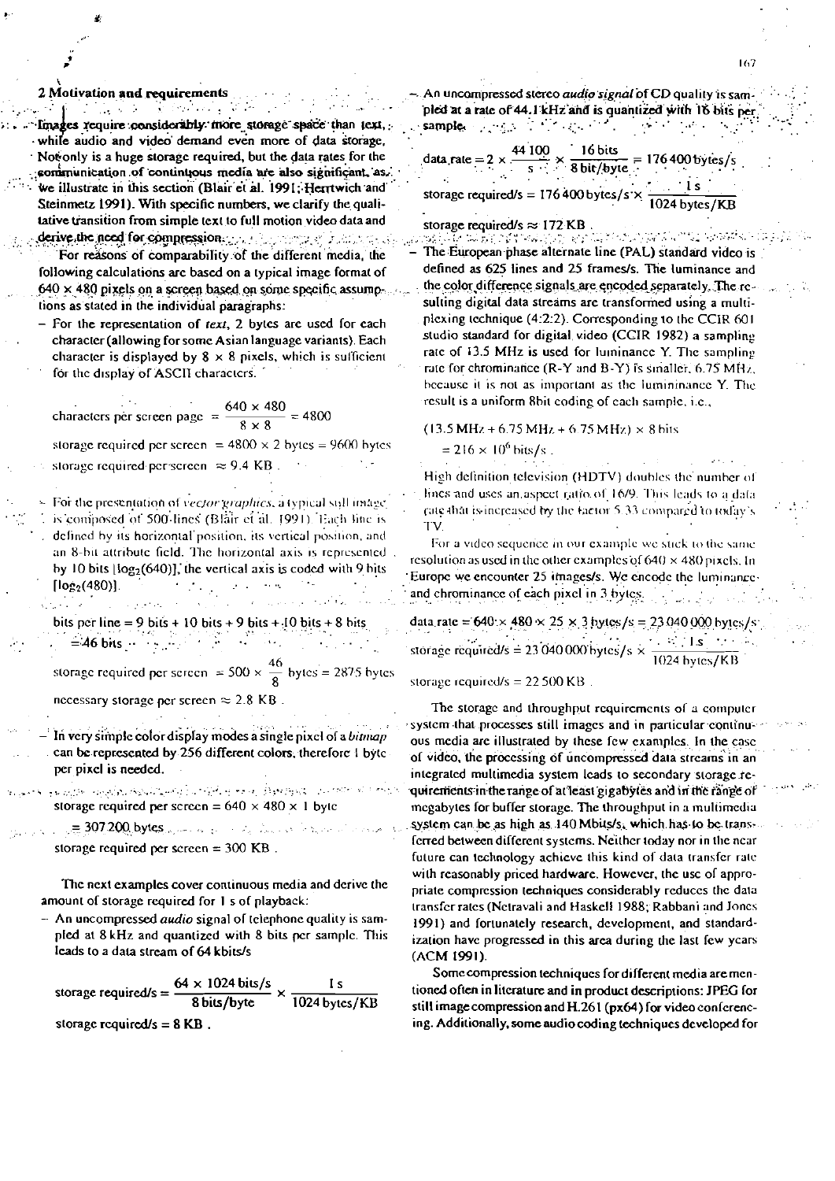## 2 Motivation and requirements

Images require considerably more storage space than text, while audio and video demand even more of data storage. Not only is a huge storage required, but the data rates for the communication of continuous media are also significant, as we illustrate in this section (Blair et al. 1991; Herrtwich and Steinmetz 1991). With specific numbers, we clarify the qualitative transition from simple text to full motion video data and derive the need for compression.

For reasons of comparability of the different media, the following calculations are based on a typical image format of 640 × 480 pixels on a screen based on some specific assumptions as stated in the individual paragraphs:

– For the representation of *text*, 2 bytes are used for each character (allowing for some Asian language variants). Each character is displayed by 8 × 8 pixels, which is sufficient for the display of ASCII characters.

$$\text{characters per screen page} = \frac{640 \times 480}{8 \times 8} = 4800$$

$$\text{storage required per screen} = 4800 \times 2 \text{ bytes} = 9600 \text{ bytes}$$

$$\text{storage required per screen} \approx 9.4 \text{ KB}\,.$$

– For the presentation of *vector graphics*, a typical still image is composed of 500 lines (Blair et al. 1991). Each line is defined by its horizontal position, its vertical position, and an 8-bit attribute field. The horizontal axis is represented by 10 bits $\lceil \log_2(640) \rceil$, the vertical axis is coded with 9 bits $\lceil \log_2(480) \rceil$.

$$\text{bits per line} = 9 \text{ bits} + 10 \text{ bits} + 9 \text{ bits} + 10 \text{ bits} + 8 \text{ bits}$$
$$= 46 \text{ bits}$$

$$\text{storage required per screen} = 500 \times \frac{46}{8} \text{ bytes} = 2875 \text{ bytes}$$

$$\text{necessary storage per screen} \approx 2.8 \text{ KB}\,.$$

– In very simple color display modes a single pixel of a *bitmap* can be represented by 256 different colors, therefore 1 byte per pixel is needed.

$$\text{storage required per screen} = 640 \times 480 \times 1 \text{ byte}$$
$$= 307\,200 \text{ bytes}$$

$$\text{storage required per screen} = 300 \text{ KB}\,.$$

The next examples cover continuous media and derive the amount of storage required for 1 s of playback:

– An uncompressed *audio* signal of telephone quality is sampled at 8 kHz and quantized with 8 bits per sample. This leads to a data stream of 64 kbits/s

$$\text{storage required/s} = \frac{64 \times 1024 \text{ bits/s}}{8 \text{ bits/byte}} \times \frac{1 \text{ s}}{1024 \text{ bytes/KB}}$$

$$\text{storage required/s} = 8 \text{ KB}\,.$$

– An uncompressed stereo *audio signal* of CD quality is sampled at a rate of 44.1 kHz and is quantized with 16 bits per sample.

$$\text{data rate} = 2 \times \frac{44\,100}{\text{s}} \times \frac{16 \text{ bits}}{8 \text{ bit/byte}} = 176\,400 \text{ bytes/s}$$

$$\text{storage required/s} = 176\,400 \text{ bytes/s} \times \frac{1 \text{ s}}{1024 \text{ bytes/KB}}$$

$$\text{storage required/s} \approx 172 \text{ KB}\,.$$

– The European phase alternate line (PAL) standard video is defined as 625 lines and 25 frames/s. The luminance and the color difference signals are encoded separately. The resulting digital data streams are transformed using a multiplexing technique (4:2:2). Corresponding to the CCIR 601 studio standard for digital video (CCIR 1982) a sampling rate of 13.5 MHz is used for luminance Y. The sampling rate for chrominance (R-Y and B-Y) is smaller, 6.75 MHz, because it is not as important as the luminance Y. The result is a uniform 8bit coding of each sample, i.e.,

$$(13.5 \text{ MHz} + 6.75 \text{ MHz} + 6.75 \text{ MHz}) \times 8 \text{ bits}$$
$$= 216 \times 10^6 \text{ bits/s}\,.$$

High definition television (HDTV) doubles the number of lines and uses an aspect ratio of 16/9. This leads to a data rate that is increased by the factor 5.33 compared to today's TV.

For a video sequence in our example we stick to the same resolution as used in the other examples of 640 × 480 pixels. In Europe we encounter 25 images/s. We encode the luminance and chrominance of each pixel in 3 bytes.

$$\text{data rate} = 640 \times 480 \times 25 \times 3 \text{ bytes/s} = 23\,040\,000 \text{ bytes/s}$$

$$\text{storage required/s} = 23\,040\,000 \text{ bytes/s} \times \frac{1 \text{ s}}{1024 \text{ bytes/KB}}$$

$$\text{storage required/s} = 22\,500 \text{ KB}\,.$$

The storage and throughput requirements of a computer system that processes still images and in particular continuous media are illustrated by these few examples. In the case of video, the processing of uncompressed data streams in an integrated multimedia system leads to secondary storage requirements in the range of at least gigabytes and in the range of megabytes for buffer storage. The throughput in a multimedia system can be as high as 140 Mbits/s, which has to be transferred between different systems. Neither today nor in the near future can technology achieve this kind of data transfer rate with reasonably priced hardware. However, the use of appropriate compression techniques considerably reduces the data transfer rates (Netravali and Haskell 1988; Rabbani and Jones 1991) and fortunately research, development, and standardization have progressed in this area during the last few years (ACM 1991).

Some compression techniques for different media are mentioned often in literature and in product descriptions: JPEG for still image compression and H.261 (px64) for video conferencing. Additionally, some audio coding techniques developed for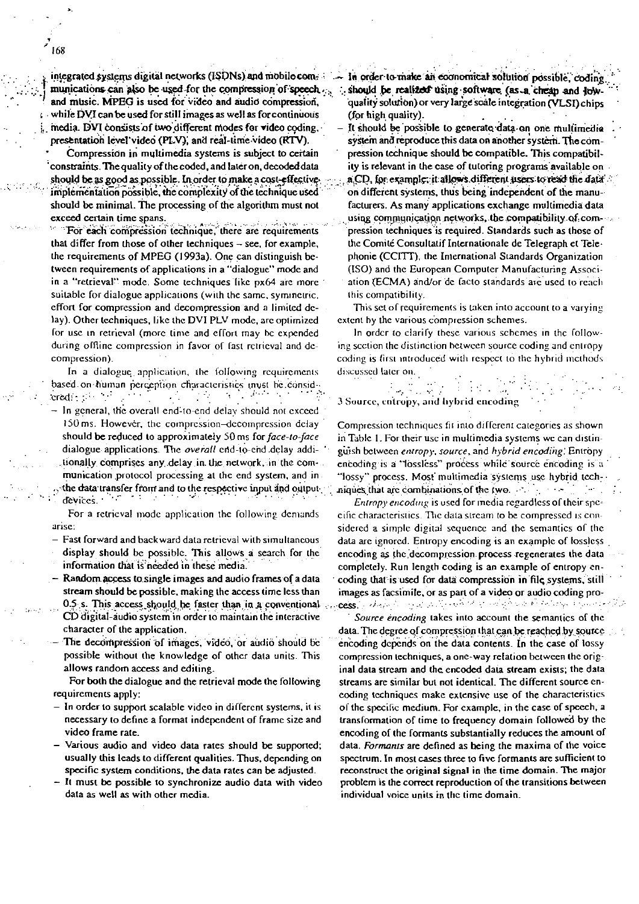integrated systems digital networks (ISDNs) and mobile communications can also be used for the compression of speech and music. MPEG is used for video and audio compression, while DVI can be used for still images as well as for continuous media. DVI consists of two different modes for video coding, presentation level video (PLV), and real-time video (RTV).

Compression in multimedia systems is subject to certain constraints. The quality of the coded, and later on, decoded data should be as good as possible. In order to make a cost-effective implementation possible, the complexity of the technique used should be minimal. The processing of the algorithm must not exceed certain time spans.

For each compression technique, there are requirements that differ from those of other techniques – see, for example, the requirements of MPEG (1993a). One can distinguish between requirements of applications in a "dialogue" mode and in a "retrieval" mode. Some techniques like px64 are more suitable for dialogue applications (with the same, symmetric, effort for compression and decompression and a limited delay). Other techniques, like the DVI PLV mode, are optimized for use in retrieval (more time and effort may be expended during offline compression in favor of fast retrieval and decompression).

In a dialogue application, the following requirements based on human perception characteristics must be considered:

- In general, the overall end-to-end delay should not exceed 150 ms. However, the compression–decompression delay should be reduced to approximately 50 ms for *face-to-face* dialogue applications. The *overall* end-to-end delay additionally comprises any delay in the network, in the communication protocol processing at the end system, and in the data transfer from and to the respective input and output devices.

For a retrieval mode application the following demands arise:

- Fast forward and backward data retrieval with simultaneous display should be possible. This allows a search for the information that is needed in these media.
- Random access to single images and audio frames of a data stream should be possible, making the access time less than 0.5 s. This access should be faster than in a conventional CD digital-audio system in order to maintain the interactive character of the application.
- The decompression of images, video, or audio should be possible without the knowledge of other data units. This allows random access and editing.

For both the dialogue and the retrieval mode the following requirements apply:

- In order to support scalable video in different systems, it is necessary to define a format independent of frame size and video frame rate.
- Various audio and video data rates should be supported; usually this leads to different qualities. Thus, depending on specific system conditions, the data rates can be adjusted.
- It must be possible to synchronize audio data with video data as well as with other media.
- In order to make an economical solution possible, coding should be realized using software (as a cheap and low-quality solution) or very large scale integration (VLSI) chips (for high quality).
- It should be possible to generate data on one multimedia system and reproduce this data on another system. The compression technique should be compatible. This compatibility is relevant in the case of tutoring programs available on a CD, for example; it allows different users to read the data on different systems, thus being independent of the manufacturers. As many applications exchange multimedia data using communication networks, the compatibility of compression techniques is required. Standards such as those of the Comité Consultatif Internationale de Telegraph et Telephonie (CCITT), the International Standards Organization (ISO) and the European Computer Manufacturing Association (ECMA) and/or de facto standards are used to reach this compatibility.

This set of requirements is taken into account to a varying extent by the various compression schemes.

In order to clarify these various schemes in the following section the distinction between source coding and entropy coding is first introduced with respect to the hybrid methods discussed later on.

## 3 Source, entropy, and hybrid encoding

Compression techniques fit into different categories as shown in Table 1. For their use in multimedia systems we can distinguish between *entropy*, *source*, and *hybrid encoding*. Entropy encoding is a "lossless" process while source encoding is a "lossy" process. Most multimedia systems use hybrid techniques that are combinations of the two.

*Entropy encoding* is used for media regardless of their specific characteristics. The data stream to be compressed is considered a simple digital sequence and the semantics of the data are ignored. Entropy encoding is an example of lossless encoding as the decompression process regenerates the data completely. Run length coding is an example of entropy encoding that is used for data compression in file systems, still images as facsimile, or as part of a video or audio coding process.

*Source encoding* takes into account the semantics of the data. The degree of compression that can be reached by source encoding depends on the data contents. In the case of lossy compression techniques, a one-way relation between the original data stream and the encoded data stream exists; the data streams are similar but not identical. The different source encoding techniques make extensive use of the characteristics of the specific medium. For example, in the case of speech, a transformation of time to frequency domain followed by the encoding of the formants substantially reduces the amount of data. *Formants* are defined as being the maxima of the voice spectrum. In most cases three to five formants are sufficient to reconstruct the original signal in the time domain. The major problem is the correct reproduction of the transitions between individual voice units in the time domain.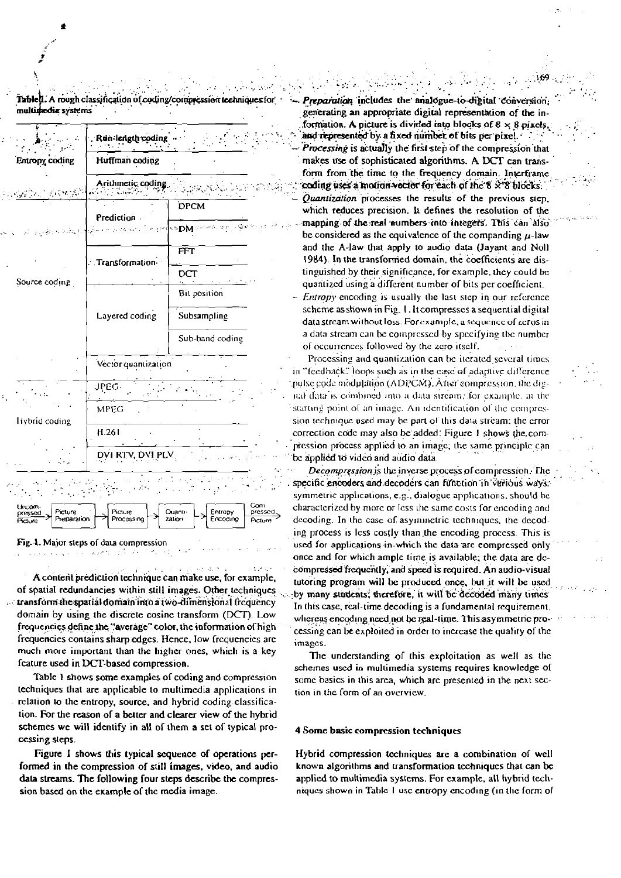**Table 1.** A rough classification of coding/compression techniques for multimedia systems

| | | |
|---|---|---|
| Entropy coding | Run-length coding | |
| | Huffman coding | |
| | Arithmetic coding | |
| Source coding | Prediction | DPCM |
| | | DM |
| | Transformation | FFT |
| | | DCT |
| | Layered coding | Bit position |
| | | Subsampling |
| | | Sub-band coding |
| | Vector quantization | |
| Hybrid coding | JPEG | |
| | MPEG | |
| | H.261 | |
| | DVI RTV, DVI PLV | |

Uncompressed Picture → Picture Preparation → Picture Processing → Quantization → Entropy Encoding → Compressed Picture

**Fig. 1.** Major steps of data compression

A content prediction technique can make use, for example, of spatial redundancies within still images. Other techniques transform the spatial domain into a two-dimensional frequency domain by using the discrete cosine transform (DCT). Low frequencies define the "average" color, the information of high frequencies contains sharp edges. Hence, low frequencies are much more important than the higher ones, which is a key feature used in DCT-based compression.

Table 1 shows some examples of coding and compression techniques that are applicable to multimedia applications in relation to the entropy, source, and hybrid coding classification. For the reason of a better and clearer view of the hybrid schemes we will identify in all of them a set of typical processing steps.

Figure 1 shows this typical sequence of operations performed in the compression of still images, video, and audio data streams. The following four steps describe the compression based on the example of the media image.

- *Preparation* includes the analogue-to-digital conversion; generating an appropriate digital representation of the information. A picture is divided into blocks of 8 × 8 pixels, and represented by a fixed number of bits per pixel.
- *Processing* is actually the first step of the compression that makes use of sophisticated algorithms. A DCT can transform from the time to the frequency domain. Interframe coding uses a motion vector for each of the 8 × 8 blocks.
- *Quantization* processes the results of the previous step, which reduces precision. It defines the resolution of the mapping of the real numbers into integers. This can also be considered as the equivalence of the companding $\mu$-law and the A-law that apply to audio data (Jayant and Noll 1984). In the transformed domain, the coefficients are distinguished by their significance, for example, they could be quantized using a different number of bits per coefficient.
- *Entropy* encoding is usually the last step in our reference scheme as shown in Fig. 1. It compresses a sequential digital data stream without loss. For example, a sequence of zeros in a data stream can be compressed by specifying the number of occurrences followed by the zero itself.

Processing and quantization can be iterated several times in "feedback" loops such as in the case of adaptive difference pulse code modulation (ADPCM). After compression, the digital data is combined into a data stream; for example, at the starting point of an image. An identification of the compression technique used may be part of this data stream; the error correction code may also be added. Figure 1 shows the compression process applied to an image; the same principle can be applied to video and audio data.

*Decompression* is the inverse process of compression. The specific encoders and decoders can function in various ways: symmetric applications, e.g., dialogue applications, should be characterized by more or less the same costs for encoding and decoding. In the case of asymmetric techniques, the decoding process is less costly than the encoding process. This is used for applications in which the data are compressed only once and for which ample time is available; the data are decompressed frequently, and speed is required. An audio-visual tutoring program will be produced once, but it will be used by many students; therefore, it will be decoded many times. In this case, real-time decoding is a fundamental requirement, whereas encoding need not be real-time. This asymmetric processing can be exploited in order to increase the quality of the images.

The understanding of this exploitation as well as the schemes used in multimedia systems requires knowledge of some basics in this area, which are presented in the next section in the form of an overview.

## 4 Some basic compression techniques

Hybrid compression techniques are a combination of well known algorithms and transformation techniques that can be applied to multimedia systems. For example, all hybrid techniques shown in Table 1 use entropy encoding (in the form of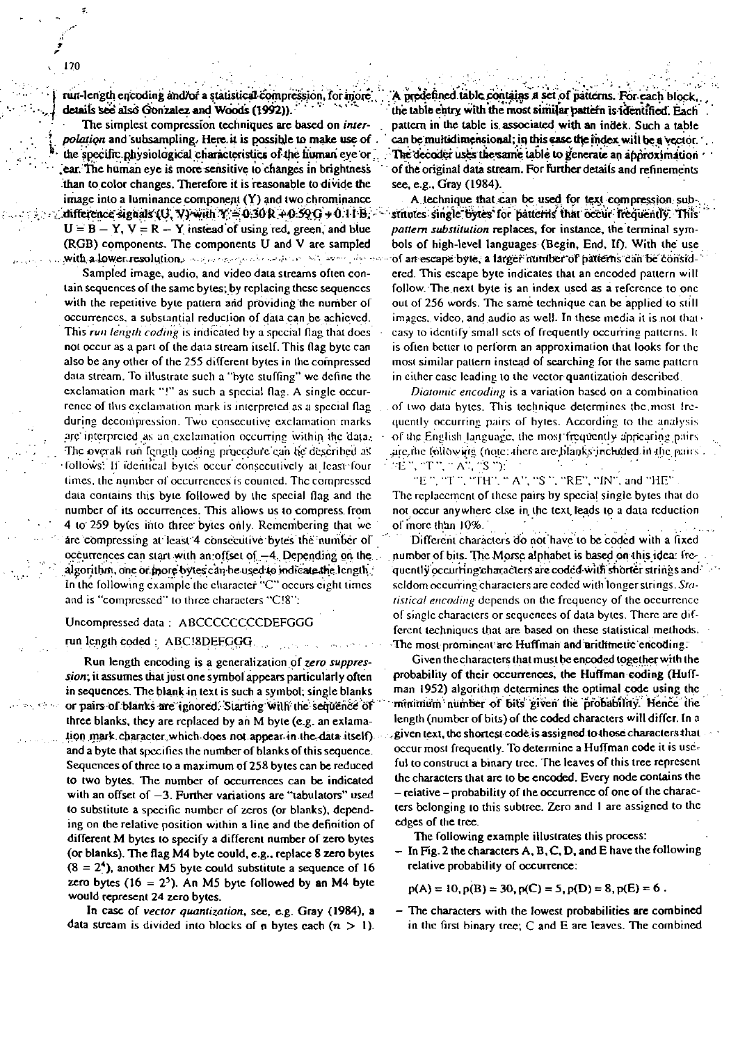run-length encoding and/or a statistical compression, for more details see also Gonzalez and Woods (1992)).

The simplest compression techniques are based on *interpolation* and subsampling. Here it is possible to make use of the specific physiological characteristics of the human eye or ear. The human eye is more sensitive to changes in brightness than to color changes. Therefore it is reasonable to divide the image into a luminance component (Y) and two chrominance difference signals (U, V) with $Y = 0.30R + 0.59G + 0.11B$, $U = B - Y$, $V = R - Y$ instead of using red, green, and blue (RGB) components. The components U and V are sampled with a lower resolution.

Sampled image, audio, and video data streams often contain sequences of the same bytes; by replacing these sequences with the repetitive byte pattern and providing the number of occurrences, a substantial reduction of data can be achieved. This *run length coding* is indicated by a special flag that does not occur as a part of the data stream itself. This flag byte can also be any other of the 255 different bytes in the compressed data stream. To illustrate such a "byte stuffing" we define the exclamation mark "!" as such a special flag. A single occurrence of this exclamation mark is interpreted as a special flag during decompression. Two consecutive exclamation marks are interpreted as an exclamation occurring within the data. The overall run length coding procedure can be described as follows: If identical bytes occur consecutively at least four times, the number of occurrences is counted. The compressed data contains this byte followed by the special flag and the number of its occurrences. This allows us to compress from 4 to 259 bytes into three bytes only. Remembering that we are compressing at least 4 consecutive bytes the number of occurrences can start with an offset of $-4$. Depending on the algorithm, one or more bytes can be used to indicate the length. In the following example the character "C" occurs eight times and is "compressed" to three characters "C!8":

Uncompressed data : ABCCCCCCCCDEFGGG

run length coded : ABC!8DEFGGG

Run length encoding is a generalization of *zero suppression*; it assumes that just one symbol appears particularly often in sequences. The blank in text is such a symbol; single blanks or pairs of blanks are ignored. Starting with the sequence of three blanks, they are replaced by an M byte (e.g. an exclamation mark character which does not appear in the data itself) and a byte that specifies the number of blanks of this sequence. Sequences of three to a maximum of 258 bytes can be reduced to two bytes. The number of occurrences can be indicated with an offset of $-3$. Further variations are "tabulators" used to substitute a specific number of zeros (or blanks), depending on the relative position within a line and the definition of different M bytes to specify a different number of zero bytes (or blanks). The flag M4 byte could, e.g., replace 8 zero bytes ($8 = 2^4$), another M5 byte could substitute a sequence of 16 zero bytes ($16 = 2^5$). An M5 byte followed by an M4 byte would represent 24 zero bytes.

In case of *vector quantization*, see, e.g. Gray (1984), a data stream is divided into blocks of n bytes each ($n > 1$). A predefined table contains a set of patterns. For each block, the table entry with the most similar pattern is identified. Each pattern in the table is associated with an index. Such a table can be multidimensional; in this case the index will be a vector. The decoder uses the same table to generate an approximation of the original data stream. For further details and refinements see, e.g., Gray (1984).

A technique that can be used for text compression substitutes single bytes for patterns that occur frequently. This *pattern substitution* replaces, for instance, the terminal symbols of high-level languages (Begin, End, If). With the use of an escape byte, a larger number of patterns can be considered. This escape byte indicates that an encoded pattern will follow. The next byte is an index used as a reference to one out of 256 words. The same technique can be applied to still images, video, and audio as well. In these media it is not that easy to identify small sets of frequently occurring patterns. It is often better to perform an approximation that looks for the most similar pattern instead of searching for the same pattern in either case leading to the vector quantization described.

*Diatomic encoding* is a variation based on a combination of two data bytes. This technique determines the most frequently occurring pairs of bytes. According to the analysis of the English language, the most frequently appearing pairs are the following (note: there are blanks included in the pairs: "E ", "T ", " A", "S "):

"E ", "T ", "TH", " A", "S ", "RE", "IN", and "HE"

The replacement of these pairs by special single bytes that do not occur anywhere else in the text leads to a data reduction of more than 10%.

Different characters do not have to be coded with a fixed number of bits. The Morse alphabet is based on this idea: frequently occurring characters are coded with shorter strings and seldom occurring characters are coded with longer strings. *Statistical encoding* depends on the frequency of the occurrence of single characters or sequences of data bytes. There are different techniques that are based on these statistical methods. The most prominent are Huffman and arithmetic encoding.

Given the characters that must be encoded together with the probability of their occurrences, the Huffman coding (Huffman 1952) algorithm determines the optimal code using the minimum number of bits given the probability. Hence the length (number of bits) of the coded characters will differ. In a given text, the shortest code is assigned to those characters that occur most frequently. To determine a Huffman code it is useful to construct a binary tree. The leaves of this tree represent the characters that are to be encoded. Every node contains the – relative – probability of the occurrence of one of the characters belonging to this subtree. Zero and 1 are assigned to the edges of the tree.

The following example illustrates this process:

- In Fig. 2 the characters A, B, C, D, and E have the following relative probability of occurrence:

  $$p(A) = 10, p(B) = 30, p(C) = 5, p(D) = 8, p(E) = 6 .$$

- The characters with the lowest probabilities are combined in the first binary tree; C and E are leaves. The combined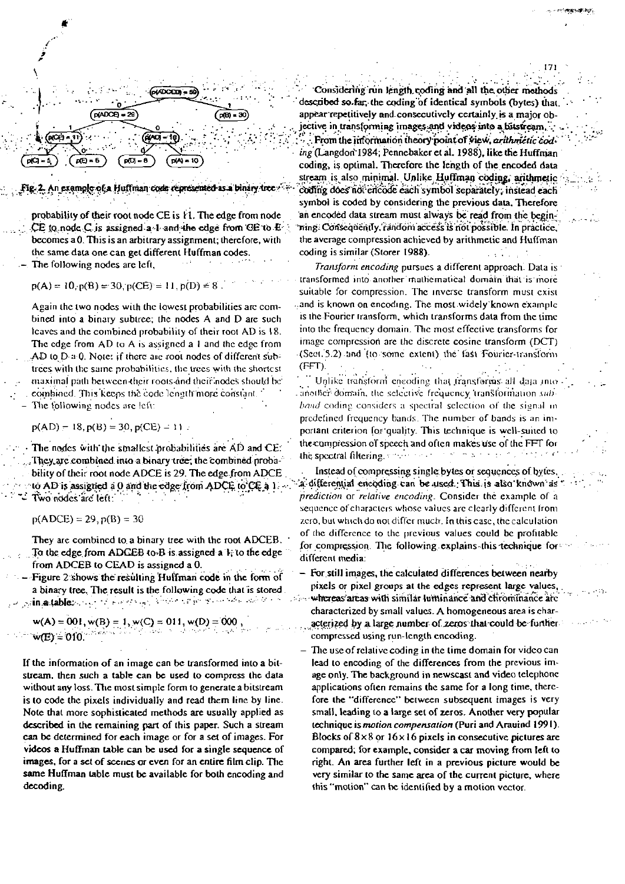p(ADCEB) = 59

0

1

p(ADCE) = 29

p(B) = 30

1

0

p(CE) = 11

p(AD) = 18

1

0

0

1

p(C) = 5

p(E) = 6

p(D) = 8

p(A) = 10

Fig. 2. An example of a Huffman code represented as a binary tree

probability of their root node CE is 11. The edge from node CE to node C is assigned a 1 and the edge from CE to E becomes a 0. This is an arbitrary assignment; therefore, with the same data one can get different Huffman codes.

– The following nodes are left,

$p(A) = 10, p(B) = 30, p(CE) = 11, p(D) = 8$ .

Again the two nodes with the lowest probabilities are combined into a binary subtree; the nodes A and D are such leaves and the combined probability of their root AD is 18. The edge from AD to A is assigned a 1 and the edge from AD to D a 0. Note: if there are root nodes of different subtrees with the same probabilities, the trees with the shortest maximal path between their roots and their nodes should be combined. This keeps the code length more constant.

– The following nodes are left:

$p(AD) = 18, p(B) = 30, p(CE) = 11$ .

– The nodes with the smallest probabilities are AD and CE. They are combined into a binary tree; the combined probability of their root node ADCE is 29. The edge from ADCE to AD is assigned a 0 and the edge from ADCE to CE a 1.

– Two nodes are left:

$p(ADCE) = 29, p(B) = 30$

They are combined to a binary tree with the root ADCEB. To the edge from ADCEB to B is assigned a 1; to the edge from ADCEB to CEAD is assigned a 0.

– Figure 2 shows the resulting Huffman code in the form of a binary tree. The result is the following code that is stored in a table:

$w(A) = 001, w(B) = 1, w(C) = 011, w(D) = 000$ ,
$w(E) = 010$ .

If the information of an image can be transformed into a bitstream, then such a table can be used to compress the data without any loss. The most simple form to generate a bitstream is to code the pixels individually and read them line by line. Note that more sophisticated methods are usually applied as described in the remaining part of this paper. Such a stream can be determined for each image or for a set of images. For videos a Huffman table can be used for a single sequence of images, for a set of scenes or even for an entire film clip. The same Huffman table must be available for both encoding and decoding.

Considering run length coding and all the other methods described so far, the coding of identical symbols (bytes) that appear repetitively and consecutively certainly is a major objective in transforming images and videos into a bitstream.

From the information theory point of view, *arithmetic coding* (Langdon 1984; Pennebaker et al. 1988), like the Huffman coding, is optimal. Therefore the length of the encoded data stream is also minimal. Unlike Huffman coding, arithmetic coding does not encode each symbol separately; instead each symbol is coded by considering the previous data. Therefore an encoded data stream must always be read from the beginning. Consequently, random access is not possible. In practice, the average compression achieved by arithmetic and Huffman coding is similar (Storer 1988).

*Transform encoding* pursues a different approach. Data is transformed into another mathematical domain that is more suitable for compression. The inverse transform must exist and is known on encoding. The most widely known example is the Fourier transform, which transforms data from the time into the frequency domain. The most effective transforms for image compression are the discrete cosine transform (DCT) (Sect. 5.2) and (to some extent) the fast Fourier-transform (FFT).

Unlike transform encoding that transforms all data into another domain, the selective frequency transformation *subband* coding considers a spectral selection of the signal in predefined frequency bands. The number of bands is an important criterion for quality. This technique is well-suited to the compression of speech and often makes use of the FFT for the spectral filtering.

Instead of compressing single bytes or sequences of bytes, a differential encoding can be used. This is also known as *prediction* or *relative encoding*. Consider the example of a sequence of characters whose values are clearly different from zero, but which do not differ much. In this case, the calculation of the difference to the previous values could be profitable for compression. The following explains this technique for different media:

– For still images, the calculated differences between nearby pixels or pixel groups at the edges represent large values, whereas areas with similar luminance and chrominance are characterized by small values. A homogeneous area is characterized by a large number of zeros that could be further compressed using run-length encoding.

– The use of relative coding in the time domain for video can lead to encoding of the differences from the previous image only. The background in newscast and video telephone applications often remains the same for a long time, therefore the "difference" between subsequent images is very small, leading to a large set of zeros. Another very popular technique is *motion compensation* (Puri and Arauind 1991). Blocks of 8×8 or 16×16 pixels in consecutive pictures are compared; for example, consider a car moving from left to right. An area further left in a previous picture would be very similar to the same area of the current picture, where this "motion" can be identified by a motion vector.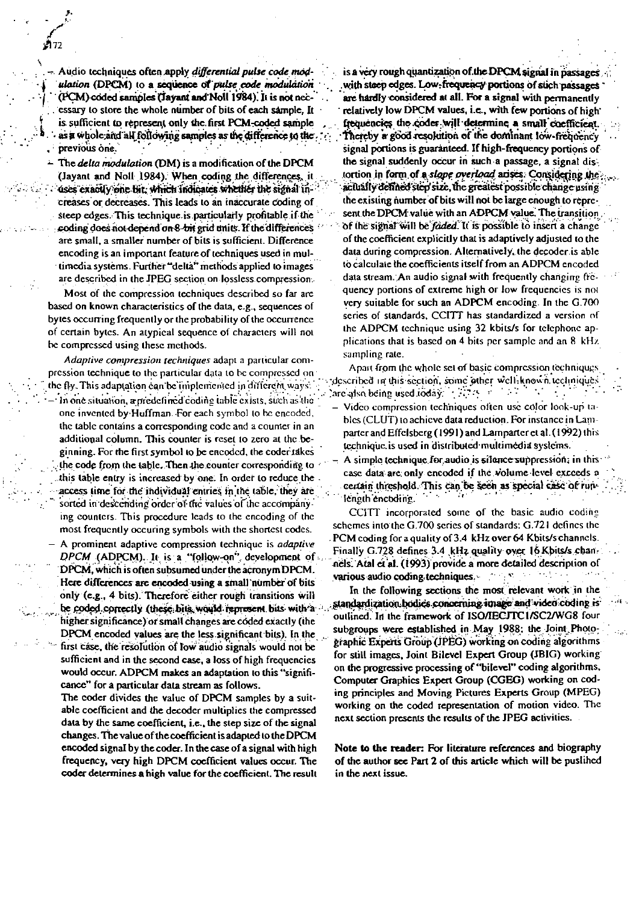- Audio techniques often apply *differential pulse code modulation* (DPCM) to a sequence of *pulse code modulation* (PCM)-coded samples (Jayant and Noll 1984). It is not necessary to store the whole number of bits of each sample, It is sufficient to represent only the first PCM-coded sample as a whole and all following samples as the difference to the previous one.
- The *delta modulation* (DM) is a modification of the DPCM (Jayant and Noll 1984). When coding the differences, it uses exactly one bit, which indicates whether the signal increases or decreases. This leads to an inaccurate coding of steep edges. This technique is particularly profitable if the coding does not depend on 8-bit grid units. If the differences are small, a smaller number of bits is sufficient. Difference encoding is an important feature of techniques used in multimedia systems. Further "delta" methods applied to images are described in the JPEG section on lossless compression.

Most of the compression techniques described so far are based on known characteristics of the data, e.g., sequences of bytes occurring frequently or the probability of the occurrence of certain bytes. An atypical sequence of characters will not be compressed using these methods.

*Adaptive compression techniques* adapt a particular compression technique to the particular data to be compressed on the fly. This adaptation can be implemented in different ways.

- In one situation, a predefined coding table exists, such as the one invented by Huffman. For each symbol to be encoded, the table contains a corresponding code and a counter in an additional column. This counter is reset to zero at the beginning. For the first symbol to be encoded, the coder takes the code from the table. Then the counter corresponding to this table entry is increased by one. In order to reduce the access time for the individual entries in the table, they are sorted in descending order of the values of the accompanying counters. This procedure leads to the encoding of the most frequently occuring symbols with the shortest codes.
- A prominent adaptive compression technique is *adaptive DPCM* (ADPCM). It is a "follow-on" development of DPCM, which is often subsumed under the acronym DPCM. Here differences are encoded using a small number of bits only (e.g., 4 bits). Therefore either rough transitions will be coded correctly (these bits would represent bits with a higher significance) or small changes are coded exactly (the DPCM encoded values are the less significant bits). In the first case, the resolution of low audio signals would not be sufficient and in the second case, a loss of high frequencies would occur. ADPCM makes an adaptation to this "significance" for a particular data stream as follows.

  The coder divides the value of DPCM samples by a suitable coefficient and the decoder multiplies the compressed data by the same coefficient, i.e., the step size of the signal changes. The value of the coefficient is adapted to the DPCM encoded signal by the coder. In the case of a signal with high frequency, very high DPCM coefficient values occur. The coder determines a high value for the coefficient. The result is a very rough quantization of the DPCM signal in passages with steep edges. Low-frequency portions of such passages are hardly considered at all. For a signal with permanently relatively low DPCM values, i.e., with few portions of high frequencies the coder will determine a small coefficient. Thereby a good resolution of the dominant low-frequency signal portions is guaranteed. If high-frequency portions of the signal suddenly occur in such a passage, a signal distortion in form of a *slope overload* arises. Considering the actually defined step size, the greatest possible change using the existing number of bits will not be large enough to represent the DPCM value with an ADPCM value. The transition of the signal will be *faded*. It is possible to insert a change of the coefficient explicitly that is adaptively adjusted to the data during compression. Alternatively, the decoder is able to calculate the coefficients itself from an ADPCM encoded data stream. An audio signal with frequently changing frequency portions of extreme high or low frequencies is not very suitable for such an ADPCM encoding. In the G.700 series of standards, CCITT has standardized a version of the ADPCM technique using 32 kbits/s for telephone applications that is based on 4 bits per sample and an 8 kHz sampling rate.

Apart from the whole set of basic compression techniques described in this section, some other well-known techniques are also being used today:

- Video compression techniques often use color look-up tables (CLUT) to achieve data reduction. For instance in Lamparter and Effelsberg (1991) and Lamparter et al. (1992) this technique is used in distributed multimedia systems.
- A simple technique for audio is silence suppression; in this case data are only encoded if the volume level exceeds a certain threshold. This can be seen as special case of runlength encoding.

CCITT incorporated some of the basic audio coding schemes into the G.700 series of standards: G.721 defines the PCM coding for a quality of 3.4 kHz over 64 Kbits/s channels. Finally G.728 defines 3.4 kHz quality over 16 Kbits/s channels. Atal et al. (1993) provide a more detailed description of various audio coding techniques.

In the following sections the most relevant work in the standardization bodies concerning image and video coding is outlined. In the framework of ISO/IECJTC1/SC2/WG8 four subgroups were established in May 1988: the Joint Photographic Experts Group (JPEG) working on coding algorithms for still images, Joint Bilevel Expert Group (JBIG) working on the progressive processing of "bilevel" coding algorithms, Computer Graphics Expert Group (CGEG) working on coding principles and Moving Pictures Experts Group (MPEG) working on the coded representation of motion video. The next section presents the results of the JPEG activities.

**Note to the reader: For literature references and biography of the author see Part 2 of this article which will be puslihed in the next issue.**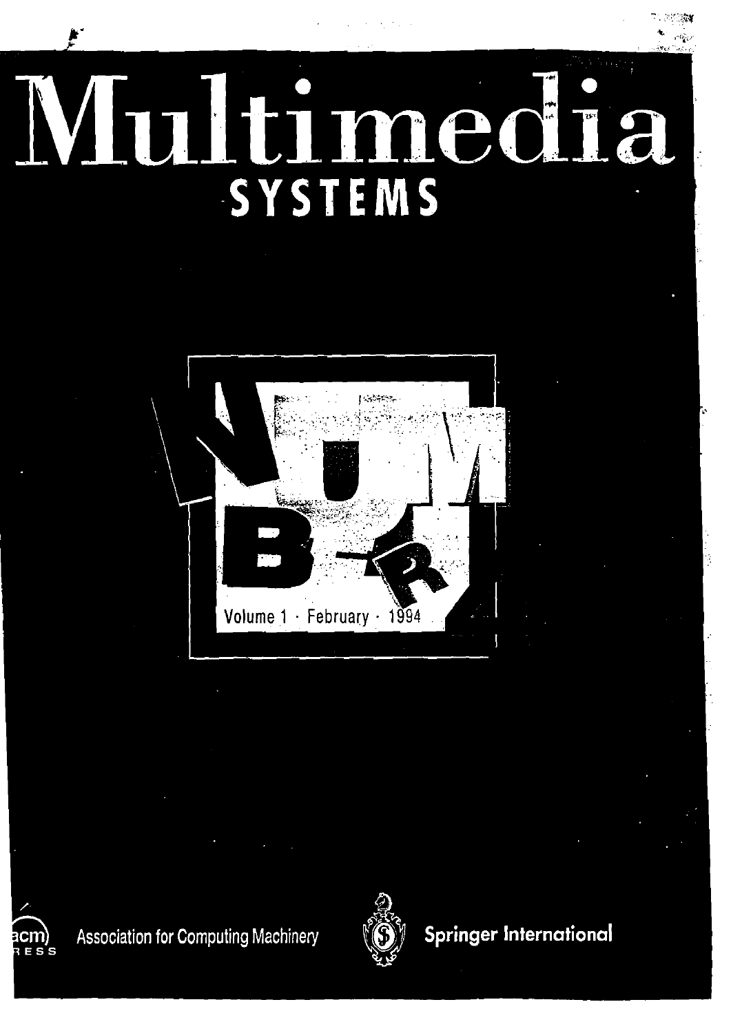# Multimedia

## SYSTEMS

Volume 1 · February · 1994

Association for Computing Machinery

Springer International